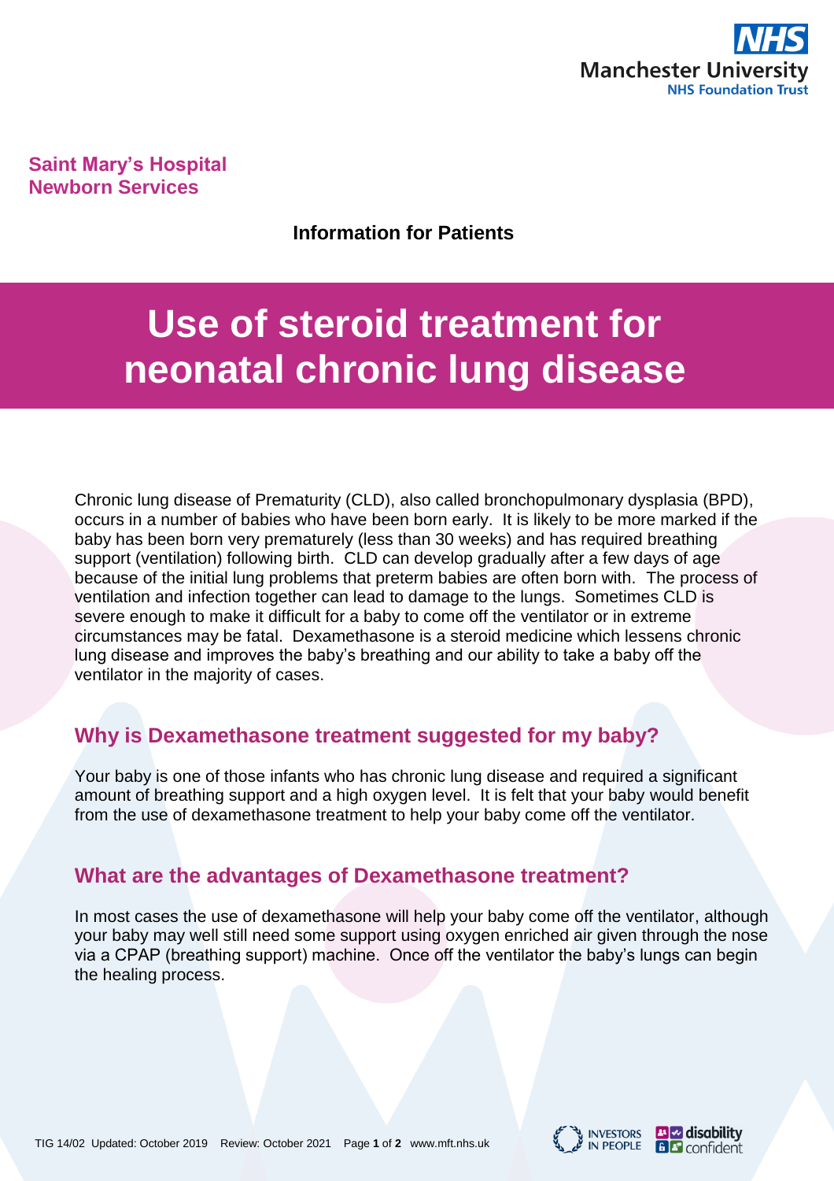Saint Mary's Hospital
Newborn Services

**Information for Patients**

# Use of steroid treatment for neonatal chronic lung disease

Chronic lung disease of Prematurity (CLD), also called bronchopulmonary dysplasia (BPD), occurs in a number of babies who have been born early. It is likely to be more marked if the baby has been born very prematurely (less than 30 weeks) and has required breathing support (ventilation) following birth. CLD can develop gradually after a few days of age because of the initial lung problems that preterm babies are often born with. The process of ventilation and infection together can lead to damage to the lungs. Sometimes CLD is severe enough to make it difficult for a baby to come off the ventilator or in extreme circumstances may be fatal. Dexamethasone is a steroid medicine which lessens chronic lung disease and improves the baby's breathing and our ability to take a baby off the ventilator in the majority of cases.

## Why is Dexamethasone treatment suggested for my baby?

Your baby is one of those infants who has chronic lung disease and required a significant amount of breathing support and a high oxygen level. It is felt that your baby would benefit from the use of dexamethasone treatment to help your baby come off the ventilator.

## What are the advantages of Dexamethasone treatment?

In most cases the use of dexamethasone will help your baby come off the ventilator, although your baby may well still need some support using oxygen enriched air given through the nose via a CPAP (breathing support) machine. Once off the ventilator the baby's lungs can begin the healing process.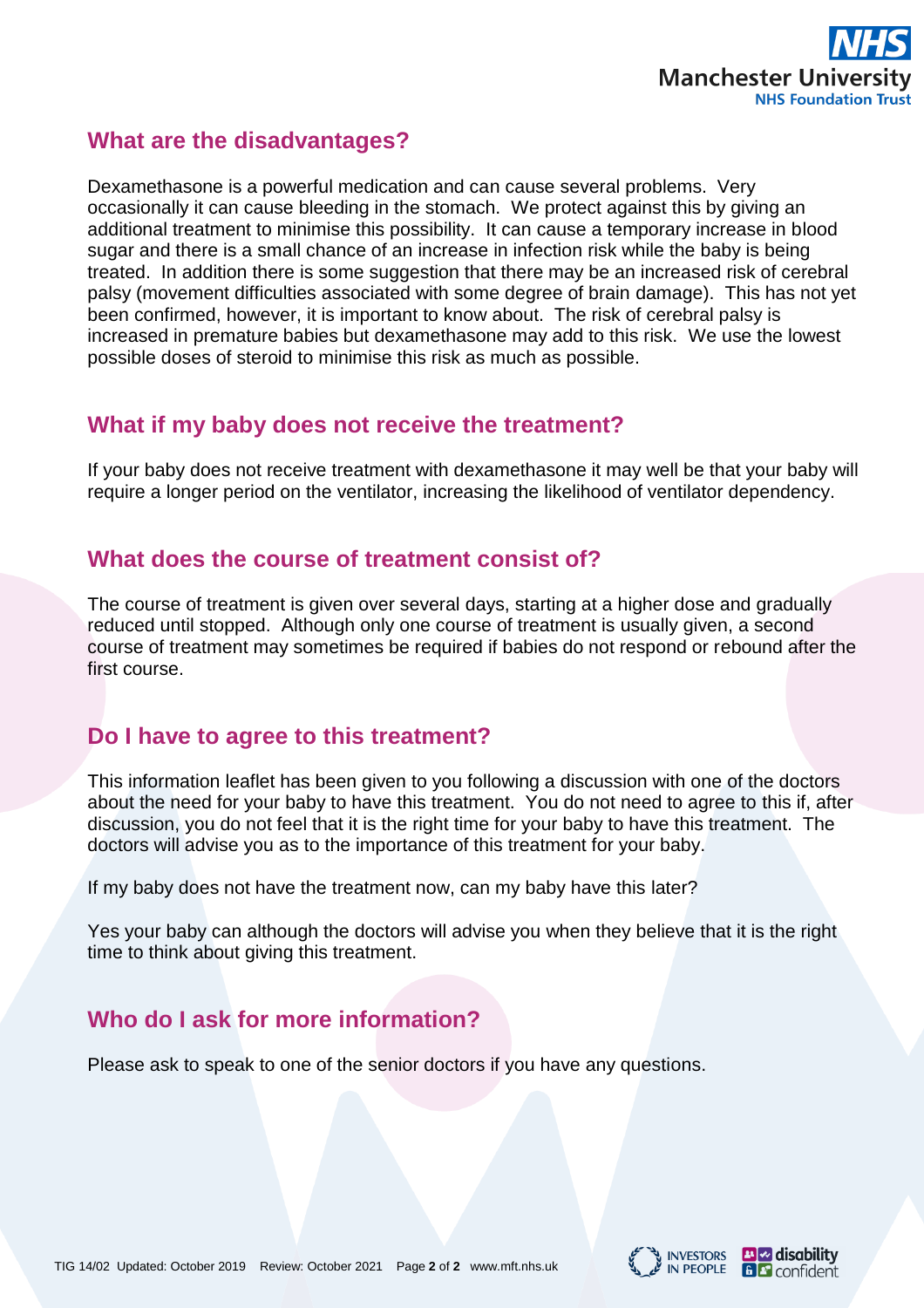## What are the disadvantages?

Dexamethasone is a powerful medication and can cause several problems. Very occasionally it can cause bleeding in the stomach. We protect against this by giving an additional treatment to minimise this possibility. It can cause a temporary increase in blood sugar and there is a small chance of an increase in infection risk while the baby is being treated. In addition there is some suggestion that there may be an increased risk of cerebral palsy (movement difficulties associated with some degree of brain damage). This has not yet been confirmed, however, it is important to know about. The risk of cerebral palsy is increased in premature babies but dexamethasone may add to this risk. We use the lowest possible doses of steroid to minimise this risk as much as possible.

## What if my baby does not receive the treatment?

If your baby does not receive treatment with dexamethasone it may well be that your baby will require a longer period on the ventilator, increasing the likelihood of ventilator dependency.

## What does the course of treatment consist of?

The course of treatment is given over several days, starting at a higher dose and gradually reduced until stopped. Although only one course of treatment is usually given, a second course of treatment may sometimes be required if babies do not respond or rebound after the first course.

## Do I have to agree to this treatment?

This information leaflet has been given to you following a discussion with one of the doctors about the need for your baby to have this treatment. You do not need to agree to this if, after discussion, you do not feel that it is the right time for your baby to have this treatment. The doctors will advise you as to the importance of this treatment for your baby.

If my baby does not have the treatment now, can my baby have this later?

Yes your baby can although the doctors will advise you when they believe that it is the right time to think about giving this treatment.

## Who do I ask for more information?

Please ask to speak to one of the senior doctors if you have any questions.

TIG 14/02 Updated: October 2019 Review: October 2021 www.mft.nhs.uk